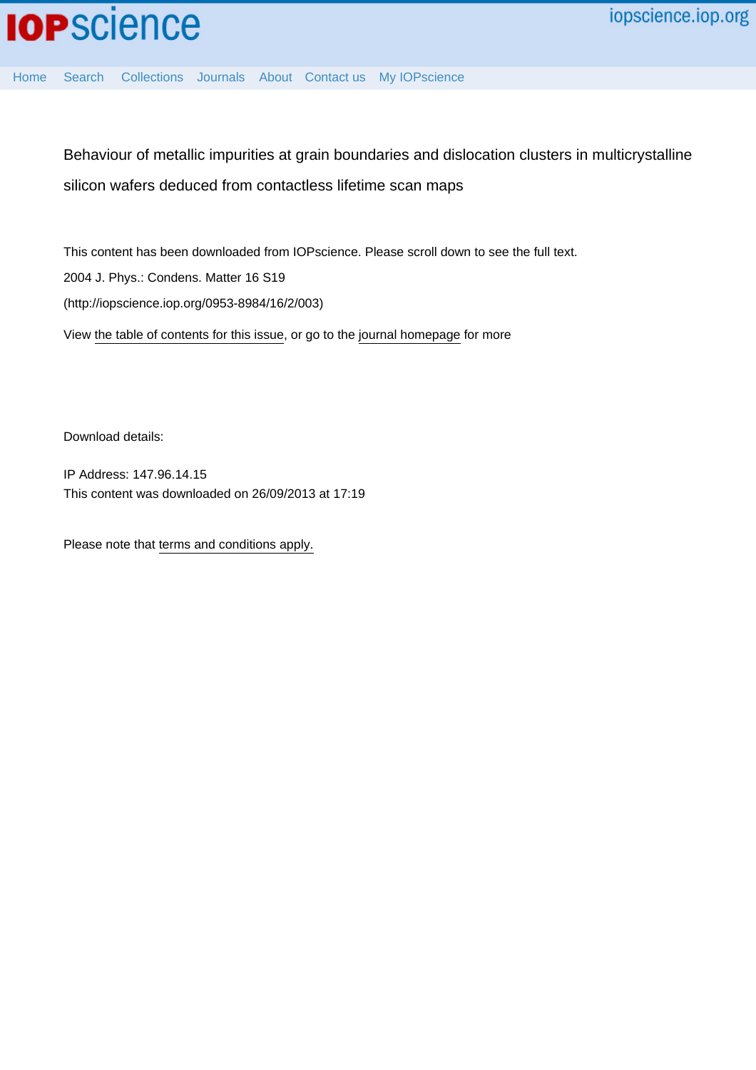# Behaviour of metallic impurities at grain boundaries and dislocation clusters in multicrystalline silicon wafers deduced from contactless lifetime scan maps

This content has been downloaded from IOPscience. Please scroll down to see the full text.

2004 J. Phys.: Condens. Matter 16 S19

(http://iopscience.iop.org/0953-8984/16/2/003)

View the table of contents for this issue, or go to the journal homepage for more

Download details:

IP Address: 147.96.14.15

This content was downloaded on 26/09/2013 at 17:19

Please note that terms and conditions apply.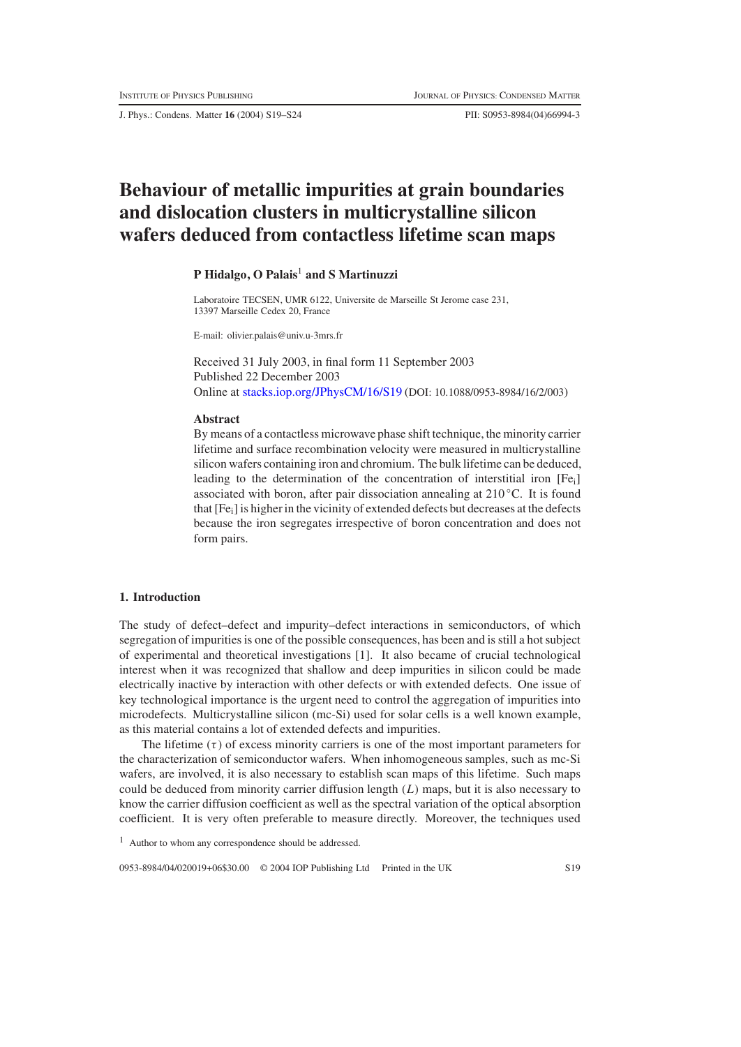# Behaviour of metallic impurities at grain boundaries and dislocation clusters in multicrystalline silicon wafers deduced from contactless lifetime scan maps

**P Hidalgo, O Palais[1] and S Martinuzzi**

Laboratoire TECSEN, UMR 6122, Universite de Marseille St Jerome case 231, 13397 Marseille Cedex 20, France

E-mail: olivier.palais@univ.u-3mrs.fr

Received 31 July 2003, in final form 11 September 2003
Published 22 December 2003
Online at stacks.iop.org/JPhysCM/16/S19 (DOI: 10.1088/0953-8984/16/2/003)

### Abstract

By means of a contactless microwave phase shift technique, the minority carrier lifetime and surface recombination velocity were measured in multicrystalline silicon wafers containing iron and chromium. The bulk lifetime can be deduced, leading to the determination of the concentration of interstitial iron $[Fe_i]$ associated with boron, after pair dissociation annealing at 210 °C. It is found that $[Fe_i]$ is higher in the vicinity of extended defects but decreases at the defects because the iron segregates irrespective of boron concentration and does not form pairs.

## 1. Introduction

The study of defect–defect and impurity–defect interactions in semiconductors, of which segregation of impurities is one of the possible consequences, has been and is still a hot subject of experimental and theoretical investigations [1]. It also became of crucial technological interest when it was recognized that shallow and deep impurities in silicon could be made electrically inactive by interaction with other defects or with extended defects. One issue of key technological importance is the urgent need to control the aggregation of impurities into microdefects. Multicrystalline silicon (mc-Si) used for solar cells is a well known example, as this material contains a lot of extended defects and impurities.

The lifetime ($\tau$) of excess minority carriers is one of the most important parameters for the characterization of semiconductor wafers. When inhomogeneous samples, such as mc-Si wafers, are involved, it is also necessary to establish scan maps of this lifetime. Such maps could be deduced from minority carrier diffusion length ($L$) maps, but it is also necessary to know the carrier diffusion coefficient as well as the spectral variation of the optical absorption coefficient. It is very often preferable to measure directly. Moreover, the techniques used

[1] Author to whom any correspondence should be addressed.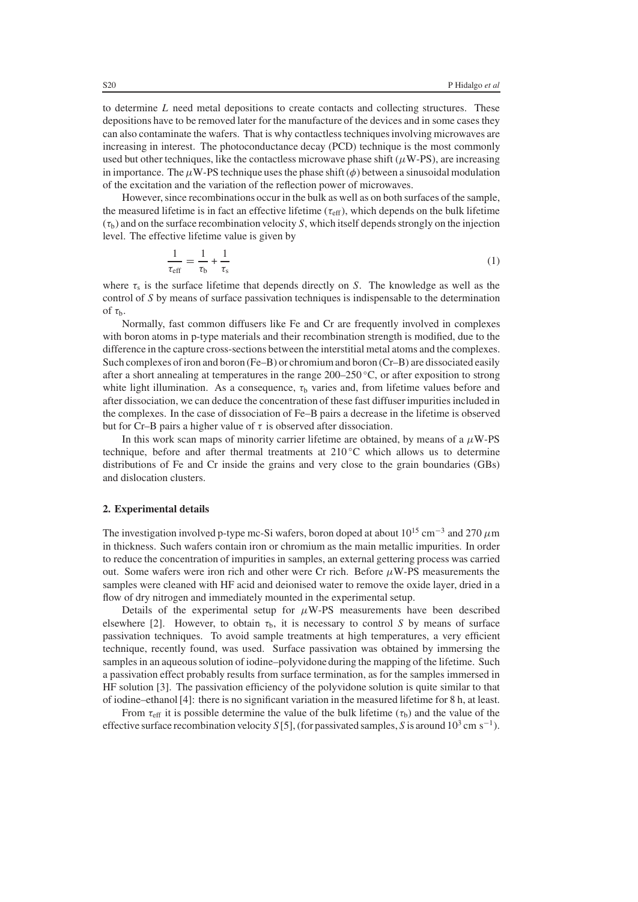to determine $L$ need metal depositions to create contacts and collecting structures. These depositions have to be removed later for the manufacture of the devices and in some cases they can also contaminate the wafers. That is why contactless techniques involving microwaves are increasing in interest. The photoconductance decay (PCD) technique is the most commonly used but other techniques, like the contactless microwave phase shift ($\mu$W-PS), are increasing in importance. The $\mu$W-PS technique uses the phase shift ($\phi$) between a sinusoidal modulation of the excitation and the variation of the reflection power of microwaves.

However, since recombinations occur in the bulk as well as on both surfaces of the sample, the measured lifetime is in fact an effective lifetime ($\tau_{\text{eff}}$), which depends on the bulk lifetime ($\tau_{\text{b}}$) and on the surface recombination velocity $S$, which itself depends strongly on the injection level. The effective lifetime value is given by

$$\frac{1}{\tau_{\text{eff}}} = \frac{1}{\tau_{\text{b}}} + \frac{1}{\tau_{\text{s}}} \tag{1}$$

where $\tau_{\text{s}}$ is the surface lifetime that depends directly on $S$. The knowledge as well as the control of $S$ by means of surface passivation techniques is indispensable to the determination of $\tau_{\text{b}}$.

Normally, fast common diffusers like Fe and Cr are frequently involved in complexes with boron atoms in p-type materials and their recombination strength is modified, due to the difference in the capture cross-sections between the interstitial metal atoms and the complexes. Such complexes of iron and boron (Fe–B) or chromium and boron (Cr–B) are dissociated easily after a short annealing at temperatures in the range 200–250 °C, or after exposition to strong white light illumination. As a consequence, $\tau_{\text{b}}$ varies and, from lifetime values before and after dissociation, we can deduce the concentration of these fast diffuser impurities included in the complexes. In the case of dissociation of Fe–B pairs a decrease in the lifetime is observed but for Cr–B pairs a higher value of $\tau$ is observed after dissociation.

In this work scan maps of minority carrier lifetime are obtained, by means of a $\mu$W-PS technique, before and after thermal treatments at 210 °C which allows us to determine distributions of Fe and Cr inside the grains and very close to the grain boundaries (GBs) and dislocation clusters.

## 2. Experimental details

The investigation involved p-type mc-Si wafers, boron doped at about $10^{15}$ cm$^{-3}$ and 270 $\mu$m in thickness. Such wafers contain iron or chromium as the main metallic impurities. In order to reduce the concentration of impurities in samples, an external gettering process was carried out. Some wafers were iron rich and other were Cr rich. Before $\mu$W-PS measurements the samples were cleaned with HF acid and deionised water to remove the oxide layer, dried in a flow of dry nitrogen and immediately mounted in the experimental setup.

Details of the experimental setup for $\mu$W-PS measurements have been described elsewhere [2]. However, to obtain $\tau_{\text{b}}$, it is necessary to control $S$ by means of surface passivation techniques. To avoid sample treatments at high temperatures, a very efficient technique, recently found, was used. Surface passivation was obtained by immersing the samples in an aqueous solution of iodine–polyvidone during the mapping of the lifetime. Such a passivation effect probably results from surface termination, as for the samples immersed in HF solution [3]. The passivation efficiency of the polyvidone solution is quite similar to that of iodine–ethanol [4]: there is no significant variation in the measured lifetime for 8 h, at least.

From $\tau_{\text{eff}}$ it is possible determine the value of the bulk lifetime ($\tau_{\text{b}}$) and the value of the effective surface recombination velocity $S$ [5], (for passivated samples, $S$ is around $10^3$ cm s$^{-1}$).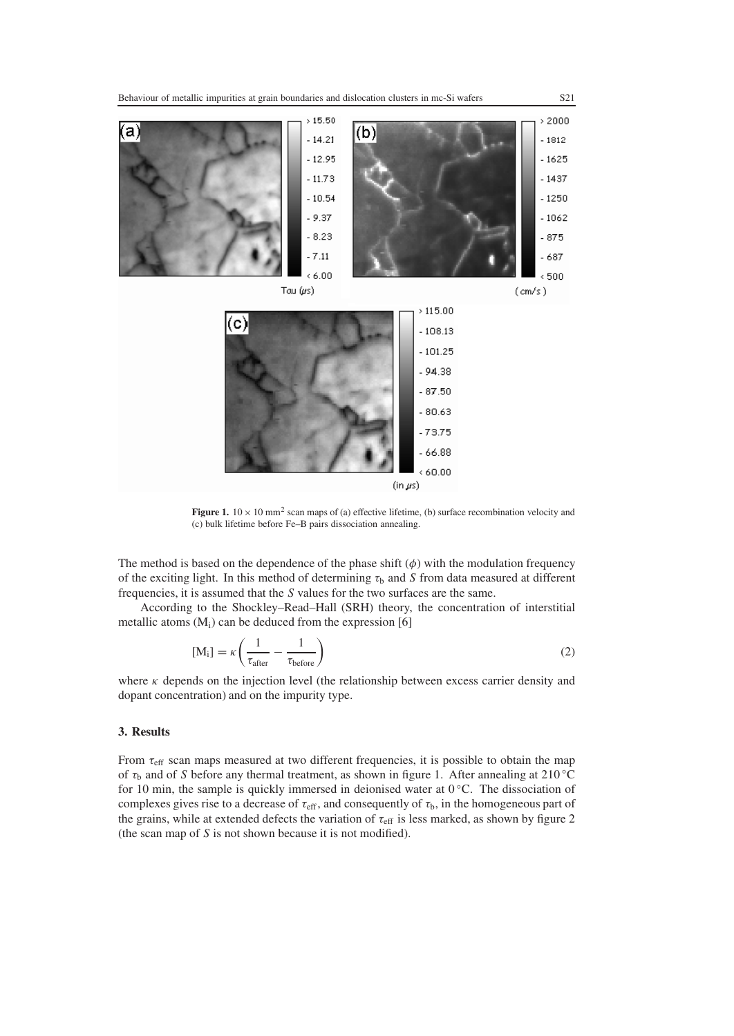**Figure 1.** $10 \times 10\ \text{mm}^2$ scan maps of (a) effective lifetime, (b) surface recombination velocity and (c) bulk lifetime before Fe–B pairs dissociation annealing.

The method is based on the dependence of the phase shift ($\phi$) with the modulation frequency of the exciting light. In this method of determining $\tau_b$ and $S$ from data measured at different frequencies, it is assumed that the $S$ values for the two surfaces are the same.

According to the Shockley–Read–Hall (SRH) theory, the concentration of interstitial metallic atoms ($M_i$) can be deduced from the expression [6]

$$[M_i] = \kappa \left( \frac{1}{\tau_{\text{after}}} - \frac{1}{\tau_{\text{before}}} \right) \tag{2}$$

where $\kappa$ depends on the injection level (the relationship between excess carrier density and dopant concentration) and on the impurity type.

### 3. Results

From $\tau_{\text{eff}}$ scan maps measured at two different frequencies, it is possible to obtain the map of $\tau_b$ and of $S$ before any thermal treatment, as shown in figure 1. After annealing at 210 °C for 10 min, the sample is quickly immersed in deionised water at 0 °C. The dissociation of complexes gives rise to a decrease of $\tau_{\text{eff}}$, and consequently of $\tau_b$, in the homogeneous part of the grains, while at extended defects the variation of $\tau_{\text{eff}}$ is less marked, as shown by figure 2 (the scan map of $S$ is not shown because it is not modified).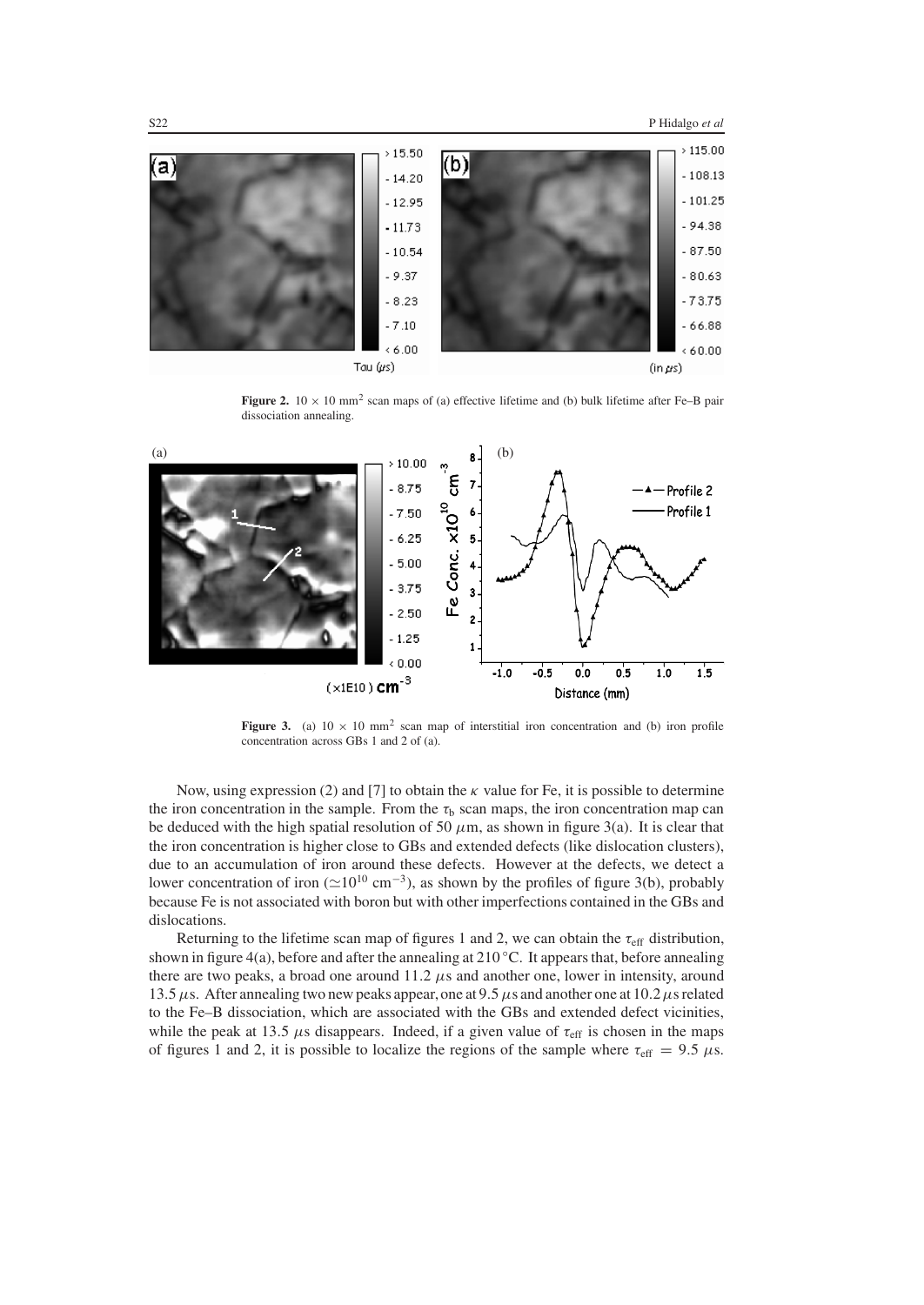**Figure 2.** $10 \times 10$ mm$^2$ scan maps of (a) effective lifetime and (b) bulk lifetime after Fe–B pair dissociation annealing.

**Figure 3.** (a) $10 \times 10$ mm$^2$ scan map of interstitial iron concentration and (b) iron profile concentration across GBs 1 and 2 of (a).

Now, using expression (2) and [7] to obtain the $\kappa$ value for Fe, it is possible to determine the iron concentration in the sample. From the $\tau_b$ scan maps, the iron concentration map can be deduced with the high spatial resolution of 50 $\mu$m, as shown in figure 3(a). It is clear that the iron concentration is higher close to GBs and extended defects (like dislocation clusters), due to an accumulation of iron around these defects. However at the defects, we detect a lower concentration of iron ($\simeq 10^{10}$ cm$^{-3}$), as shown by the profiles of figure 3(b), probably because Fe is not associated with boron but with other imperfections contained in the GBs and dislocations.

Returning to the lifetime scan map of figures 1 and 2, we can obtain the $\tau_{eff}$ distribution, shown in figure 4(a), before and after the annealing at 210 °C. It appears that, before annealing there are two peaks, a broad one around 11.2 $\mu$s and another one, lower in intensity, around 13.5 $\mu$s. After annealing two new peaks appear, one at 9.5 $\mu$s and another one at 10.2 $\mu$s related to the Fe–B dissociation, which are associated with the GBs and extended defect vicinities, while the peak at 13.5 $\mu$s disappears. Indeed, if a given value of $\tau_{eff}$ is chosen in the maps of figures 1 and 2, it is possible to localize the regions of the sample where $\tau_{eff} = 9.5$ $\mu$s.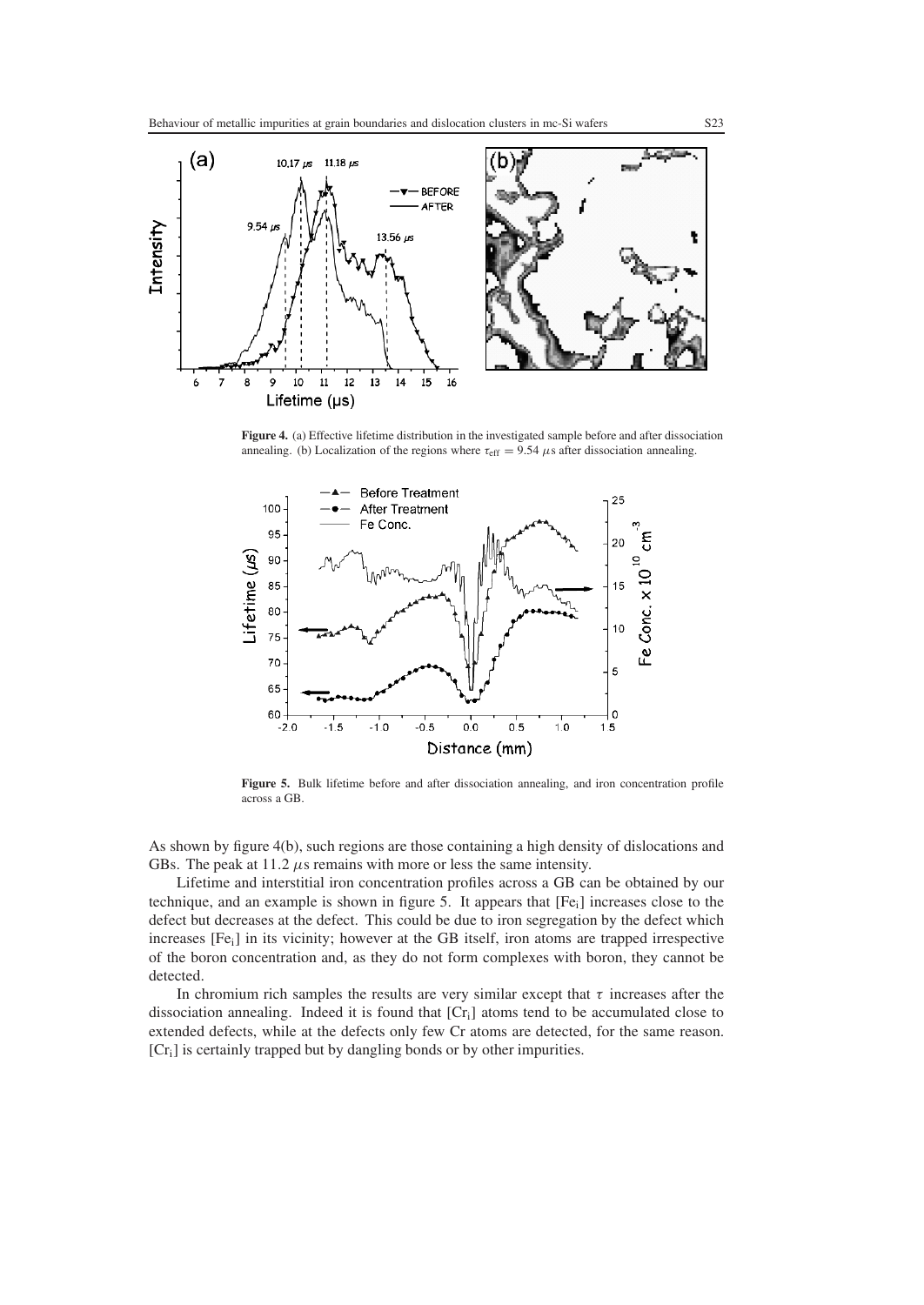**Figure 4.** (a) Effective lifetime distribution in the investigated sample before and after dissociation annealing. (b) Localization of the regions where $\tau_{eff} = 9.54\ \mu s$ after dissociation annealing.

**Figure 5.** Bulk lifetime before and after dissociation annealing, and iron concentration profile across a GB.

As shown by figure 4(b), such regions are those containing a high density of dislocations and GBs. The peak at 11.2 $\mu$s remains with more or less the same intensity.

Lifetime and interstitial iron concentration profiles across a GB can be obtained by our technique, and an example is shown in figure 5. It appears that $[Fe_i]$ increases close to the defect but decreases at the defect. This could be due to iron segregation by the defect which increases $[Fe_i]$ in its vicinity; however at the GB itself, iron atoms are trapped irrespective of the boron concentration and, as they do not form complexes with boron, they cannot be detected.

In chromium rich samples the results are very similar except that $\tau$ increases after the dissociation annealing. Indeed it is found that $[Cr_i]$ atoms tend to be accumulated close to extended defects, while at the defects only few Cr atoms are detected, for the same reason. $[Cr_i]$ is certainly trapped but by dangling bonds or by other impurities.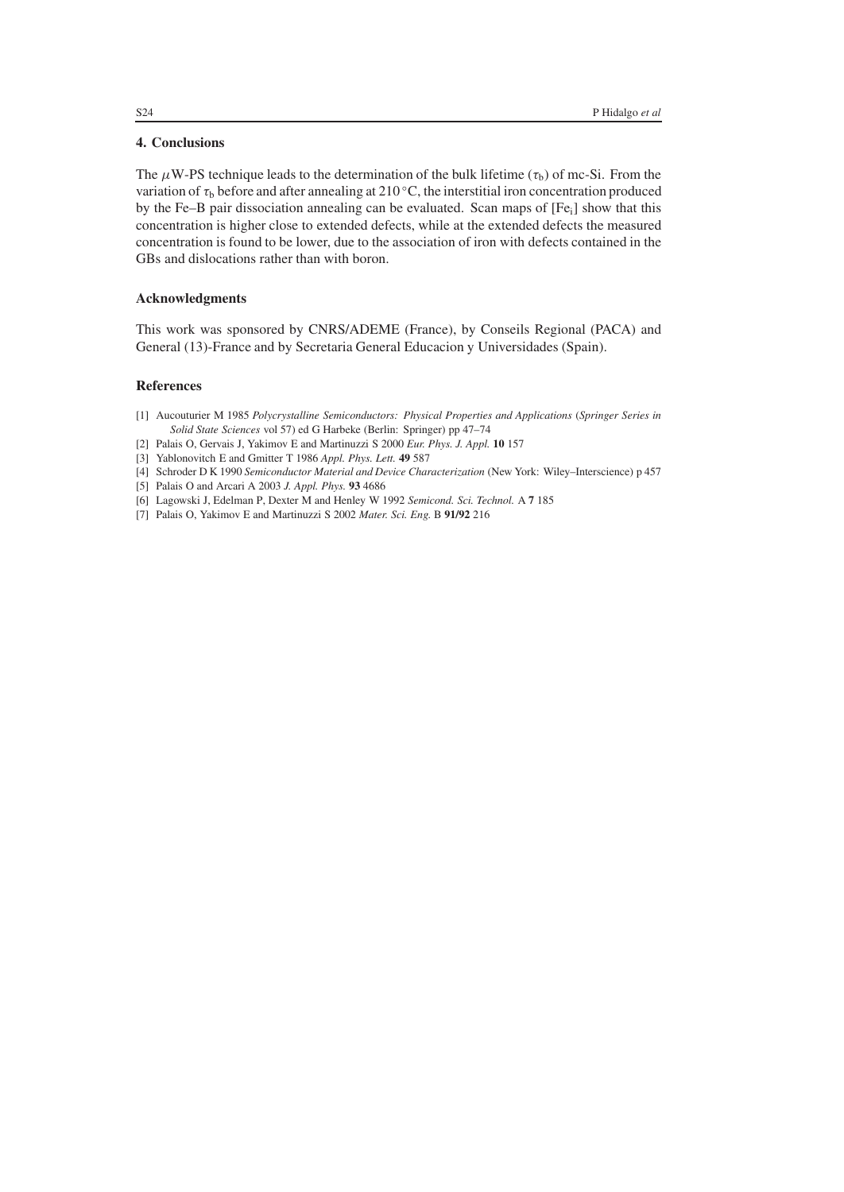## 4. Conclusions

The $\mu$W-PS technique leads to the determination of the bulk lifetime ($\tau_b$) of mc-Si. From the variation of $\tau_b$ before and after annealing at 210 °C, the interstitial iron concentration produced by the Fe–B pair dissociation annealing can be evaluated. Scan maps of [$Fe_i$] show that this concentration is higher close to extended defects, while at the extended defects the measured concentration is found to be lower, due to the association of iron with defects contained in the GBs and dislocations rather than with boron.

### Acknowledgments

This work was sponsored by CNRS/ADEME (France), by Conseils Regional (PACA) and General (13)-France and by Secretaria General Educacion y Universidades (Spain).

### References

[1] Aucouturier M 1985 *Polycrystalline Semiconductors: Physical Properties and Applications* (*Springer Series in Solid State Sciences* vol 57) ed G Harbeke (Berlin: Springer) pp 47–74

[2] Palais O, Gervais J, Yakimov E and Martinuzzi S 2000 *Eur. Phys. J. Appl.* **10** 157

[3] Yablonovitch E and Gmitter T 1986 *Appl. Phys. Lett.* **49** 587

[4] Schroder D K 1990 *Semiconductor Material and Device Characterization* (New York: Wiley–Interscience) p 457

[5] Palais O and Arcari A 2003 *J. Appl. Phys.* **93** 4686

[6] Lagowski J, Edelman P, Dexter M and Henley W 1992 *Semicond. Sci. Technol.* A **7** 185

[7] Palais O, Yakimov E and Martinuzzi S 2002 *Mater. Sci. Eng.* B **91/92** 216